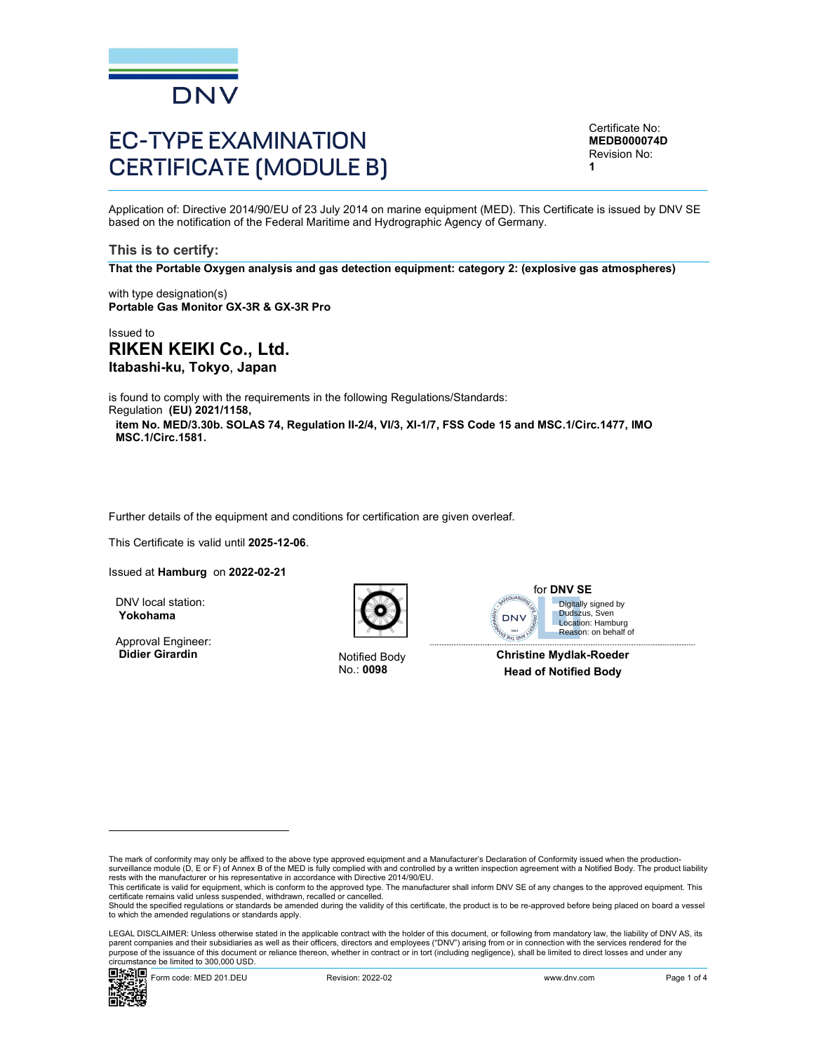DNV

# EC-TYPE EXAMINATION CERTIFICATE (MODULE B)

Certificate No:
**MEDB000074D**
Revision No:
**1**

Application of: Directive 2014/90/EU of 23 July 2014 on marine equipment (MED). This Certificate is issued by DNV SE based on the notification of the Federal Maritime and Hydrographic Agency of Germany.

## This is to certify:

**That the Portable Oxygen analysis and gas detection equipment: category 2: (explosive gas atmospheres)**

with type designation(s)
**Portable Gas Monitor GX-3R & GX-3R Pro**

Issued to

## RIKEN KEIKI Co., Ltd.

**Itabashi-ku, Tokyo**, **Japan**

is found to comply with the requirements in the following Regulations/Standards:
Regulation **(EU) 2021/1158,**
**item No. MED/3.30b. SOLAS 74, Regulation II-2/4, VI/3, XI-1/7, FSS Code 15 and MSC.1/Circ.1477, IMO MSC.1/Circ.1581.**

Further details of the equipment and conditions for certification are given overleaf.

This Certificate is valid until **2025-12-06**.

Issued at **Hamburg** on **2022-02-21**

DNV local station:
**Yokohama**

Approval Engineer:
**Didier Girardin**

Notified Body
No.: **0098**

for **DNV SE**

Digitally signed by Dudszus, Sven
Location: Hamburg
Reason: on behalf of

**Christine Mydlak-Roeder**
**Head of Notified Body**

The mark of conformity may only be affixed to the above type approved equipment and a Manufacturer's Declaration of Conformity issued when the production-surveillance module (D, E or F) of Annex B of the MED is fully complied with and controlled by a written inspection agreement with a Notified Body. The product liability rests with the manufacturer or his representative in accordance with Directive 2014/90/EU.
This certificate is valid for equipment, which is conform to the approved type. The manufacturer shall inform DNV SE of any changes to the approved equipment. This certificate remains valid unless suspended, withdrawn, recalled or cancelled.
Should the specified regulations or standards be amended during the validity of this certificate, the product is to be re-approved before being placed on board a vessel to which the amended regulations or standards apply.

LEGAL DISCLAIMER: Unless otherwise stated in the applicable contract with the holder of this document, or following from mandatory law, the liability of DNV AS, its parent companies and their subsidiaries as well as their officers, directors and employees ("DNV") arising from or in connection with the services rendered for the purpose of the issuance of this document or reliance thereon, whether in contract or in tort (including negligence), shall be limited to direct losses and under any circumstance be limited to 300,000 USD.

Form code: MED 201.DEU Revision: 2022-02 www.dnv.com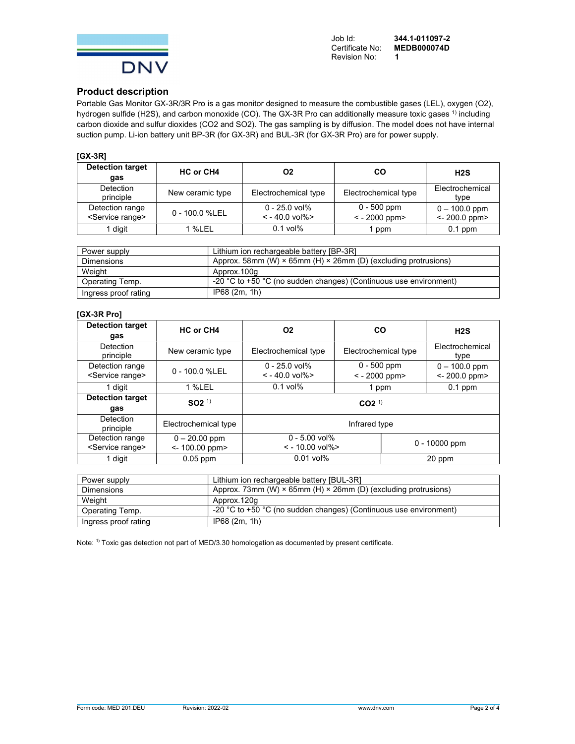Job Id: **344.1-011097-2**
Certificate No: **MEDB000074D**
Revision No: **1**

## Product description

Portable Gas Monitor GX-3R/3R Pro is a gas monitor designed to measure the combustible gases (LEL), oxygen (O2), hydrogen sulfide (H2S), and carbon monoxide (CO). The GX-3R Pro can additionally measure toxic gases [1] including carbon dioxide and sulfur dioxides (CO2 and SO2). The gas sampling is by diffusion. The model does not have internal suction pump. Li-ion battery unit BP-3R (for GX-3R) and BUL-3R (for GX-3R Pro) are for power supply.

**[GX-3R]**

| **Detection target gas** | **HC or CH4** | **O2** | **CO** | **H2S** |
|---|---|---|---|---|
| Detection principle | New ceramic type | Electrochemical type | Electrochemical type | Electrochemical type |
| Detection range <Service range> | 0 - 100.0 %LEL | 0 - 25.0 vol% < - 40.0 vol%> | 0 - 500 ppm < - 2000 ppm> | 0 – 100.0 ppm <- 200.0 ppm> |
| 1 digit | 1 %LEL | 0.1 vol% | 1 ppm | 0.1 ppm |

| | |
|---|---|
| Power supply | Lithium ion rechargeable battery [BP-3R] |
| Dimensions | Approx. 58mm (W) × 65mm (H) × 26mm (D) (excluding protrusions) |
| Weight | Approx.100g |
| Operating Temp. | -20 °C to +50 °C (no sudden changes) (Continuous use environment) |
| Ingress proof rating | IP68 (2m, 1h) |

**[GX-3R Pro]**

| **Detection target gas** | **HC or CH4** | **O2** | **CO** | **H2S** |
|---|---|---|---|---|
| Detection principle | New ceramic type | Electrochemical type | Electrochemical type | Electrochemical type |
| Detection range <Service range> | 0 - 100.0 %LEL | 0 - 25.0 vol% < - 40.0 vol%> | 0 - 500 ppm < - 2000 ppm> | 0 – 100.0 ppm <- 200.0 ppm> |
| 1 digit | 1 %LEL | 0.1 vol% | 1 ppm | 0.1 ppm |
| **Detection target gas** | **SO2** [1] | **CO2** [1] | | |
| Detection principle | Electrochemical type | Infrared type | | |
| Detection range <Service range> | 0 – 20.00 ppm <- 100.00 ppm> | 0 - 5.00 vol% < - 10.00 vol%> | 0 - 10000 ppm | |
| 1 digit | 0.05 ppm | 0.01 vol% | 20 ppm | |

| | |
|---|---|
| Power supply | Lithium ion rechargeable battery [BUL-3R] |
| Dimensions | Approx. 73mm (W) × 65mm (H) × 26mm (D) (excluding protrusions) |
| Weight | Approx.120g |
| Operating Temp. | -20 °C to +50 °C (no sudden changes) (Continuous use environment) |
| Ingress proof rating | IP68 (2m, 1h) |

Note: [1] Toxic gas detection not part of MED/3.30 homologation as documented by present certificate.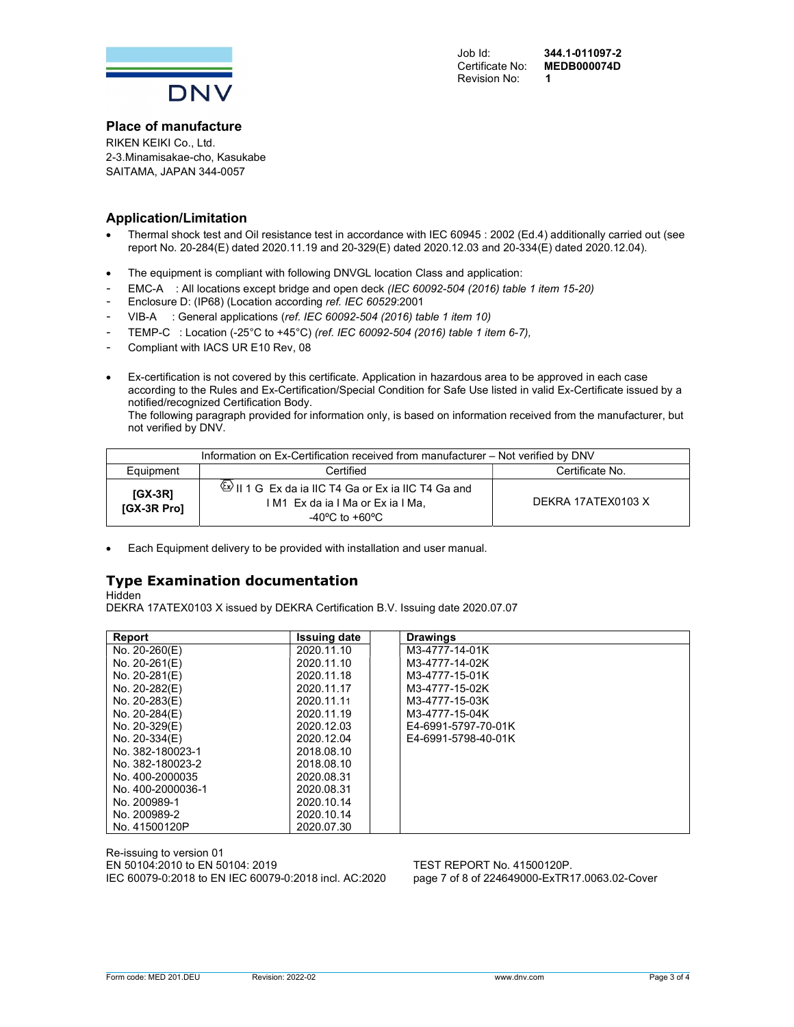Job Id: **344.1-011097-2**
Certificate No: **MEDB000074D**
Revision No: **1**

## Place of manufacture

RIKEN KEIKI Co., Ltd.
2-3.Minamisakae-cho, Kasukabe
SAITAMA, JAPAN 344-0057

## Application/Limitation

- Thermal shock test and Oil resistance test in accordance with IEC 60945 : 2002 (Ed.4) additionally carried out (see report No. 20-284(E) dated 2020.11.19 and 20-329(E) dated 2020.12.03 and 20-334(E) dated 2020.12.04).
- The equipment is compliant with following DNVGL location Class and application:

- EMC-A : All locations except bridge and open deck *(IEC 60092-504 (2016) table 1 item 15-20)*
- Enclosure D: (IP68) (Location according *ref. IEC 60529*:2001
- VIB-A : General applications (*ref. IEC 60092-504 (2016) table 1 item 10)*
- TEMP-C : Location (-25°C to +45°C) *(ref. IEC 60092-504 (2016) table 1 item 6-7),*
- Compliant with IACS UR E10 Rev, 08

- Ex-certification is not covered by this certificate. Application in hazardous area to be approved in each case according to the Rules and Ex-Certification/Special Condition for Safe Use listed in valid Ex-Certificate issued by a notified/recognized Certification Body.
  The following paragraph provided for information only, is based on information received from the manufacturer, but not verified by DNV.

| Information on Ex-Certification received from manufacturer – Not verified by DNV | | |
|---|---|---|
| Equipment | Certified | Certificate No. |
| **[GX-3R]** **[GX-3R Pro]** | Ⓔx II 1 G Ex da ia IIC T4 Ga or Ex ia IIC T4 Ga and I M1 Ex da ia I Ma or Ex ia I Ma, -40ºC to +60ºC | DEKRA 17ATEX0103 X |

- Each Equipment delivery to be provided with installation and user manual.

## Type Examination documentation

Hidden
DEKRA 17ATEX0103 X issued by DEKRA Certification B.V. Issuing date 2020.07.07

| Report | Issuing date | | Drawings |
|---|---|---|---|
| No. 20-260(E) | 2020.11.10 | | M3-4777-14-01K |
| No. 20-261(E) | 2020.11.10 | | M3-4777-14-02K |
| No. 20-281(E) | 2020.11.18 | | M3-4777-15-01K |
| No. 20-282(E) | 2020.11.17 | | M3-4777-15-02K |
| No. 20-283(E) | 2020.11.11 | | M3-4777-15-03K |
| No. 20-284(E) | 2020.11.19 | | M3-4777-15-04K |
| No. 20-329(E) | 2020.12.03 | | E4-6991-5797-70-01K |
| No. 20-334(E) | 2020.12.04 | | E4-6991-5798-40-01K |
| No. 382-180023-1 | 2018.08.10 | | |
| No. 382-180023-2 | 2018.08.10 | | |
| No. 400-2000035 | 2020.08.31 | | |
| No. 400-2000036-1 | 2020.08.31 | | |
| No. 200989-1 | 2020.10.14 | | |
| No. 200989-2 | 2020.10.14 | | |
| No. 41500120P | 2020.07.30 | | |

Re-issuing to version 01
EN 50104:2010 to EN 50104: 2019
IEC 60079-0:2018 to EN IEC 60079-0:2018 incl. AC:2020

TEST REPORT No. 41500120P.
page 7 of 8 of 224649000-ExTR17.0063.02-Cover

Form code: MED 201.DEU Revision: 2022-02 www.dnv.com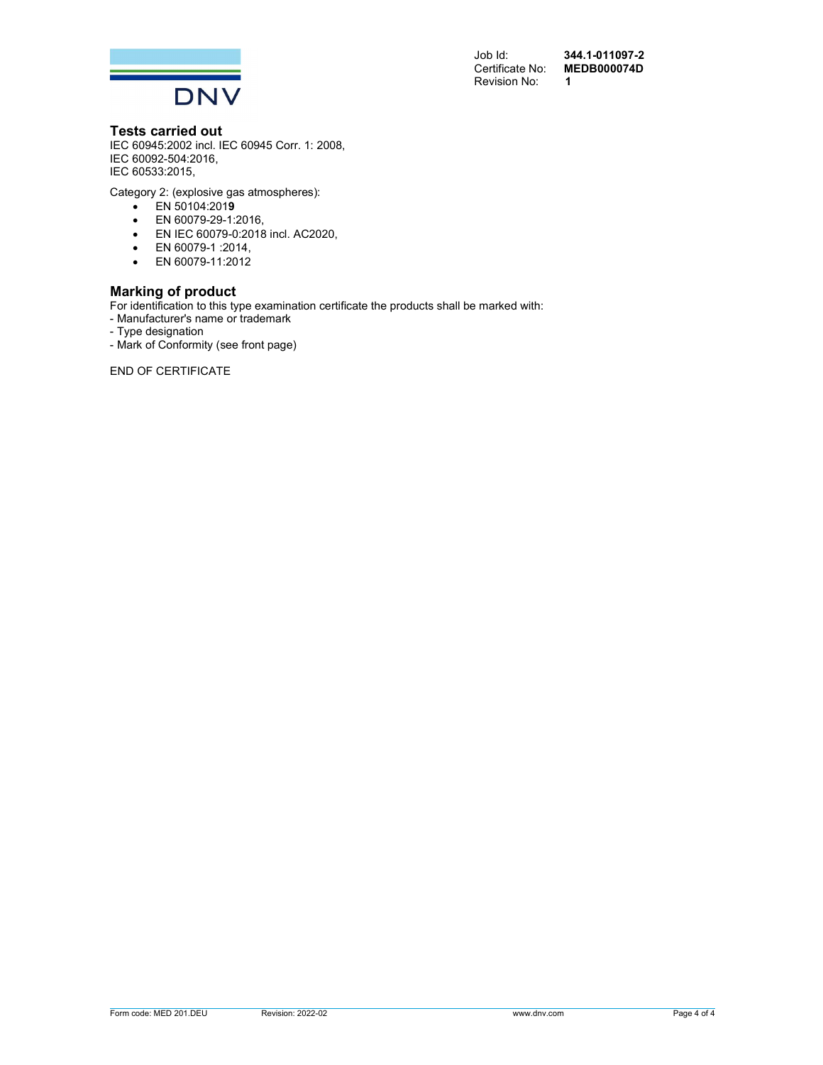## Tests carried out

IEC 60945:2002 incl. IEC 60945 Corr. 1: 2008,
IEC 60092-504:2016,
IEC 60533:2015,

Category 2: (explosive gas atmospheres):

- EN 50104:2019
- EN 60079-29-1:2016,
- EN IEC 60079-0:2018 incl. AC2020,
- EN 60079-1 :2014,
- EN 60079-11:2012

## Marking of product

For identification to this type examination certificate the products shall be marked with:
- Manufacturer's name or trademark
- Type designation
- Mark of Conformity (see front page)

END OF CERTIFICATE